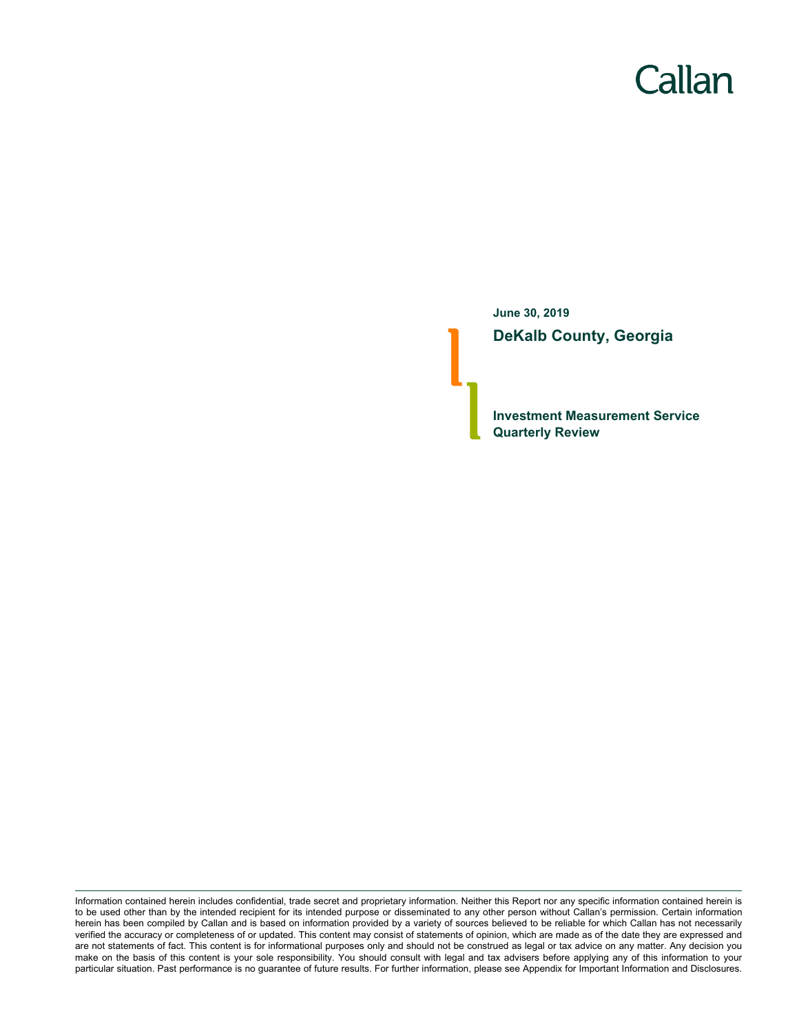Callan

**June 30, 2019**

# DeKalb County, Georgia

## Investment Measurement Service
## Quarterly Review

Information contained herein includes confidential, trade secret and proprietary information. Neither this Report nor any specific information contained herein is to be used other than by the intended recipient for its intended purpose or disseminated to any other person without Callan's permission. Certain information herein has been compiled by Callan and is based on information provided by a variety of sources believed to be reliable for which Callan has not necessarily verified the accuracy or completeness of or updated. This content may consist of statements of opinion, which are made as of the date they are expressed and are not statements of fact. This content is for informational purposes only and should not be construed as legal or tax advice on any matter. Any decision you make on the basis of this content is your sole responsibility. You should consult with legal and tax advisers before applying any of this information to your particular situation. Past performance is no guarantee of future results. For further information, please see Appendix for Important Information and Disclosures.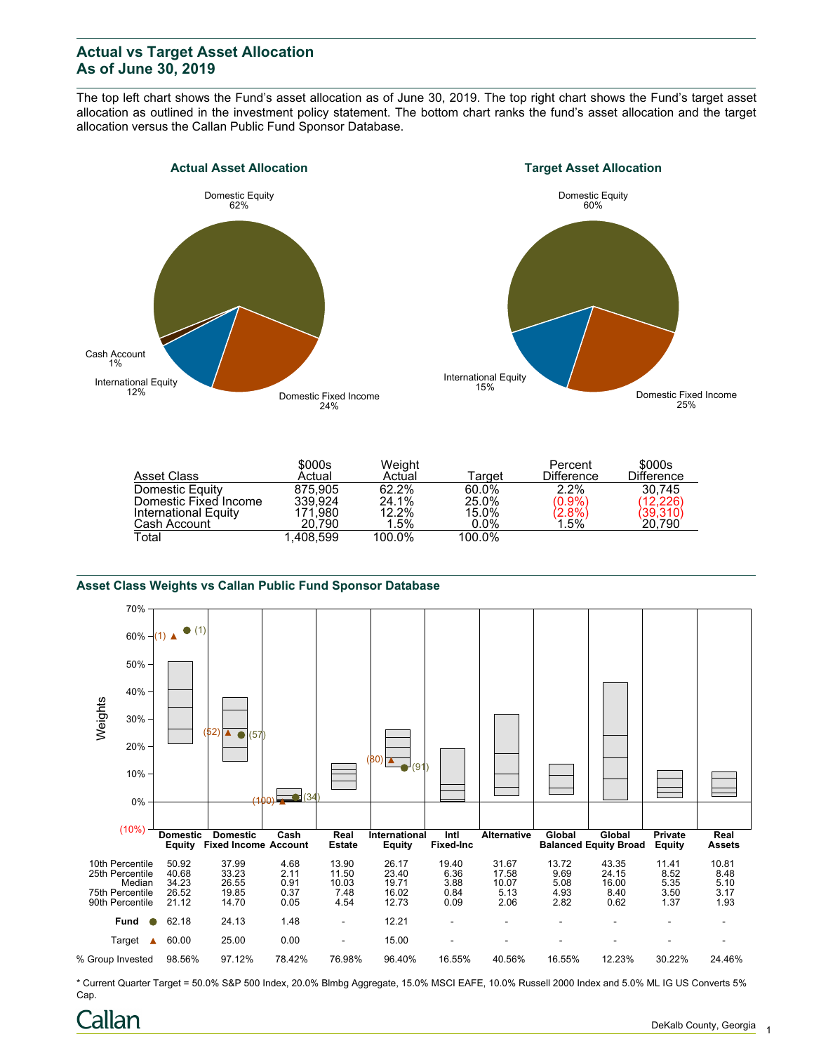## Actual vs Target Asset Allocation
## As of June 30, 2019

The top left chart shows the Fund's asset allocation as of June 30, 2019. The top right chart shows the Fund's target asset allocation as outlined in the investment policy statement. The bottom chart ranks the fund's asset allocation and the target allocation versus the Callan Public Fund Sponsor Database.

**Actual Asset Allocation**

Domestic Equity 62%
Domestic Fixed Income 24%
International Equity 12%
Cash Account 1%

**Target Asset Allocation**

Domestic Equity 60%
Domestic Fixed Income 25%
International Equity 15%

| Asset Class | $000s Actual | Weight Actual | Target | Percent Difference | $000s Difference |
|---|---|---|---|---|---|
| Domestic Equity | 875,905 | 62.2% | 60.0% | 2.2% | 30,745 |
| Domestic Fixed Income | 339,924 | 24.1% | 25.0% | (0.9%) | (12,226) |
| International Equity | 171,980 | 12.2% | 15.0% | (2.8%) | (39,310) |
| Cash Account | 20,790 | 1.5% | 0.0% | 1.5% | 20,790 |
| Total | 1,408,599 | 100.0% | 100.0% | | |

### Asset Class Weights vs Callan Public Fund Sponsor Database

| | Domestic Equity | Domestic Fixed Income | Cash Account | Real Estate | International Equity | Intl Fixed-Inc | Alternative | Global Balanced | Global Equity Broad | Private Equity | Real Assets |
|---|---|---|---|---|---|---|---|---|---|---|---|
| 10th Percentile | 50.92 | 37.99 | 4.68 | 13.90 | 26.17 | 19.40 | 31.67 | 13.72 | 43.35 | 11.41 | 10.81 |
| 25th Percentile | 40.68 | 33.23 | 2.11 | 11.50 | 23.40 | 6.36 | 17.58 | 9.69 | 24.15 | 8.52 | 8.48 |
| Median | 34.23 | 26.55 | 0.91 | 10.03 | 19.71 | 3.88 | 10.07 | 5.08 | 16.00 | 5.35 | 5.10 |
| 75th Percentile | 26.52 | 19.85 | 0.37 | 7.48 | 16.02 | 0.84 | 5.13 | 4.93 | 8.40 | 3.50 | 3.17 |
| 90th Percentile | 21.12 | 14.70 | 0.05 | 4.54 | 12.73 | 0.09 | 2.06 | 2.82 | 0.62 | 1.37 | 1.93 |
| Fund ● | 62.18 (1) | 24.13 (57) | 1.48 (34) | - | 12.21 (91) | - | - | - | - | - | - |
| Target ▲ | 60.00 (1) | 25.00 (52) | 0.00 (100) | - | 15.00 (80) | - | - | - | - | - | - |
| % Group Invested | 98.56% | 97.12% | 78.42% | 76.98% | 96.40% | 16.55% | 40.56% | 16.55% | 12.23% | 30.22% | 24.46% |

* Current Quarter Target = 50.0% S&P 500 Index, 20.0% Blmbg Aggregate, 15.0% MSCI EAFE, 10.0% Russell 2000 Index and 5.0% ML IG US Converts 5% Cap.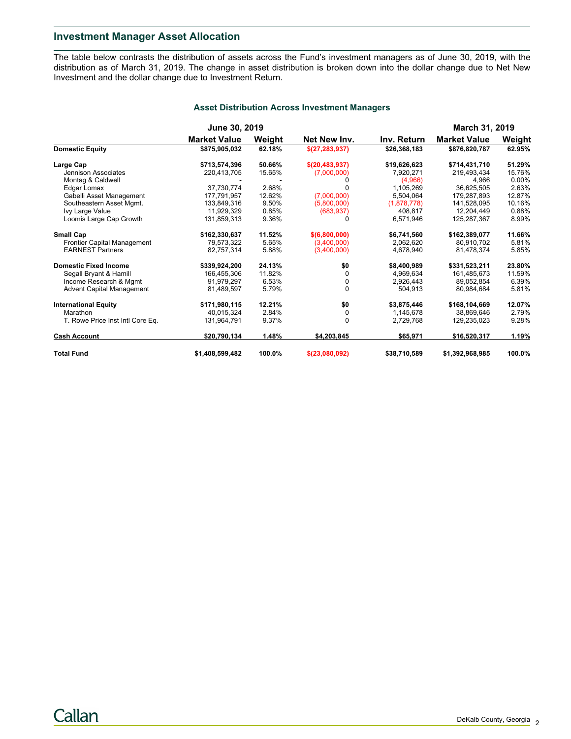## Investment Manager Asset Allocation

The table below contrasts the distribution of assets across the Fund's investment managers as of June 30, 2019, with the distribution as of March 31, 2019. The change in asset distribution is broken down into the dollar change due to Net New Investment and the dollar change due to Investment Return.

### Asset Distribution Across Investment Managers

| | June 30, 2019 | | | | March 31, 2019 | |
|---|---|---|---|---|---|---|
| | **Market Value** | **Weight** | **Net New Inv.** | **Inv. Return** | **Market Value** | **Weight** |
| **Domestic Equity** | **$875,905,032** | **62.18%** | **$(27,283,937)** | **$26,368,183** | **$876,820,787** | **62.95%** |
| **Large Cap** | **$713,574,396** | **50.66%** | **$(20,483,937)** | **$19,626,623** | **$714,431,710** | **51.29%** |
| Jennison Associates | 220,413,705 | 15.65% | (7,000,000) | 7,920,271 | 219,493,434 | 15.76% |
| Montag & Caldwell | - | - | 0 | (4,966) | 4,966 | 0.00% |
| Edgar Lomax | 37,730,774 | 2.68% | 0 | 1,105,269 | 36,625,505 | 2.63% |
| Gabelli Asset Management | 177,791,957 | 12.62% | (7,000,000) | 5,504,064 | 179,287,893 | 12.87% |
| Southeastern Asset Mgmt. | 133,849,316 | 9.50% | (5,800,000) | (1,878,778) | 141,528,095 | 10.16% |
| Ivy Large Value | 11,929,329 | 0.85% | (683,937) | 408,817 | 12,204,449 | 0.88% |
| Loomis Large Cap Growth | 131,859,313 | 9.36% | 0 | 6,571,946 | 125,287,367 | 8.99% |
| **Small Cap** | **$162,330,637** | **11.52%** | **$(6,800,000)** | **$6,741,560** | **$162,389,077** | **11.66%** |
| Frontier Capital Management | 79,573,322 | 5.65% | (3,400,000) | 2,062,620 | 80,910,702 | 5.81% |
| EARNEST Partners | 82,757,314 | 5.88% | (3,400,000) | 4,678,940 | 81,478,374 | 5.85% |
| **Domestic Fixed Income** | **$339,924,200** | **24.13%** | **$0** | **$8,400,989** | **$331,523,211** | **23.80%** |
| Segall Bryant & Hamill | 166,455,306 | 11.82% | 0 | 4,969,634 | 161,485,673 | 11.59% |
| Income Research & Mgmt | 91,979,297 | 6.53% | 0 | 2,926,443 | 89,052,854 | 6.39% |
| Advent Capital Management | 81,489,597 | 5.79% | 0 | 504,913 | 80,984,684 | 5.81% |
| **International Equity** | **$171,980,115** | **12.21%** | **$0** | **$3,875,446** | **$168,104,669** | **12.07%** |
| Marathon | 40,015,324 | 2.84% | 0 | 1,145,678 | 38,869,646 | 2.79% |
| T. Rowe Price Inst Intl Core Eq. | 131,964,791 | 9.37% | 0 | 2,729,768 | 129,235,023 | 9.28% |
| **Cash Account** | **$20,790,134** | **1.48%** | **$4,203,845** | **$65,971** | **$16,520,317** | **1.19%** |
| **Total Fund** | **$1,408,599,482** | **100.0%** | **$(23,080,092)** | **$38,710,589** | **$1,392,968,985** | **100.0%** |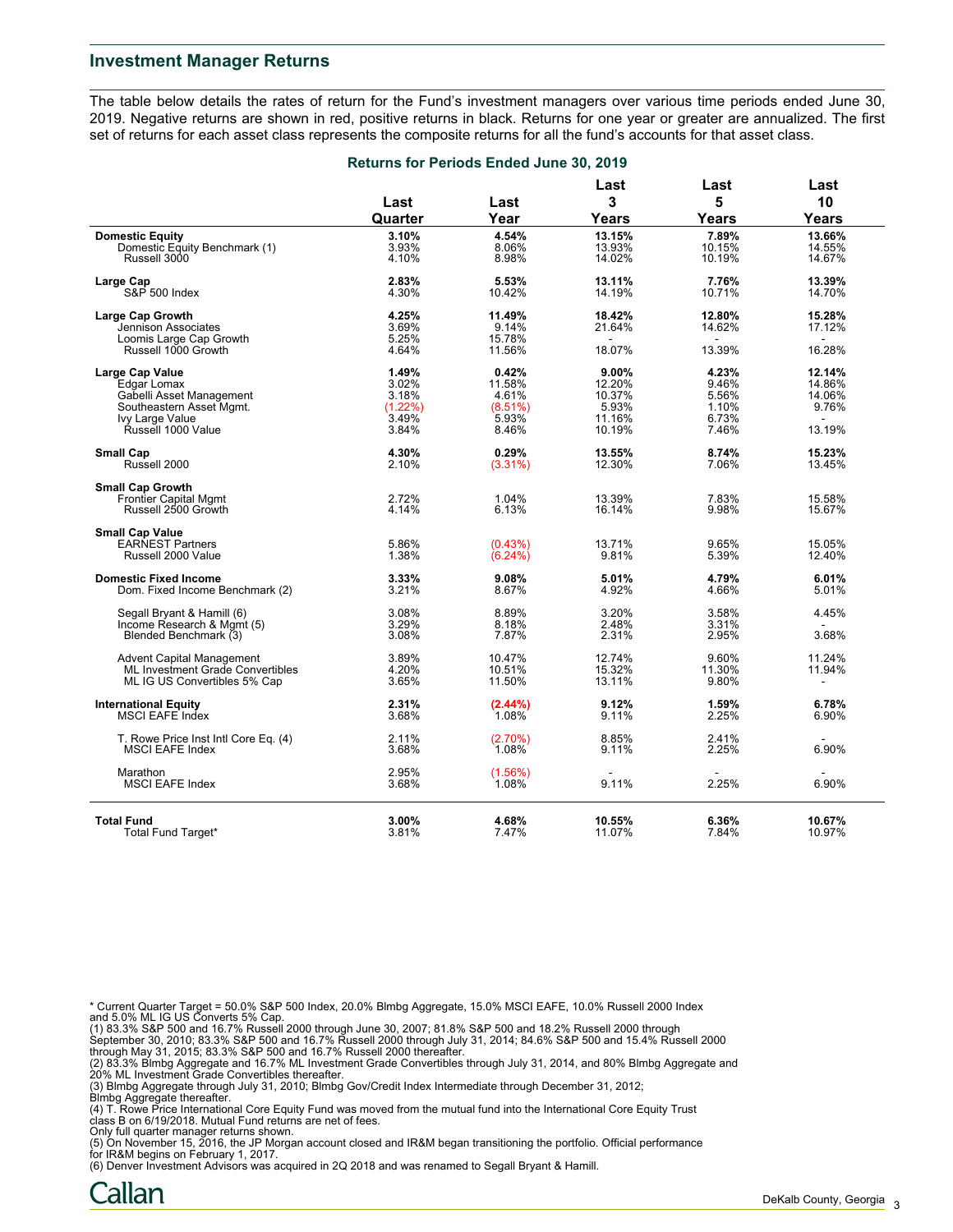## Investment Manager Returns

The table below details the rates of return for the Fund's investment managers over various time periods ended June 30, 2019. Negative returns are shown in red, positive returns in black. Returns for one year or greater are annualized. The first set of returns for each asset class represents the composite returns for all the fund's accounts for that asset class.

### Returns for Periods Ended June 30, 2019

| | Last Quarter | Last Year | Last 3 Years | Last 5 Years | Last 10 Years |
|---|---|---|---|---|---|
| **Domestic Equity** | **3.10%** | **4.54%** | **13.15%** | **7.89%** | **13.66%** |
| Domestic Equity Benchmark (1) | 3.93% | 8.06% | 13.93% | 10.15% | 14.55% |
| Russell 3000 | 4.10% | 8.98% | 14.02% | 10.19% | 14.67% |
| **Large Cap** | **2.83%** | **5.53%** | **13.11%** | **7.76%** | **13.39%** |
| S&P 500 Index | 4.30% | 10.42% | 14.19% | 10.71% | 14.70% |
| **Large Cap Growth** | **4.25%** | **11.49%** | **18.42%** | **12.80%** | **15.28%** |
| Jennison Associates | 3.69% | 9.14% | 21.64% | 14.62% | 17.12% |
| Loomis Large Cap Growth | 5.25% | 15.78% | - | - | - |
| Russell 1000 Growth | 4.64% | 11.56% | 18.07% | 13.39% | 16.28% |
| **Large Cap Value** | **1.49%** | **0.42%** | **9.00%** | **4.23%** | **12.14%** |
| Edgar Lomax | 3.02% | 11.58% | 12.20% | 9.46% | 14.86% |
| Gabelli Asset Management | 3.18% | 4.61% | 10.37% | 5.56% | 14.06% |
| Southeastern Asset Mgmt. | (1.22%) | (8.51%) | 5.93% | 1.10% | 9.76% |
| Ivy Large Value | 3.49% | 5.93% | 11.16% | 6.73% | - |
| Russell 1000 Value | 3.84% | 8.46% | 10.19% | 7.46% | 13.19% |
| **Small Cap** | **4.30%** | **0.29%** | **13.55%** | **8.74%** | **15.23%** |
| Russell 2000 | 2.10% | (3.31%) | 12.30% | 7.06% | 13.45% |
| **Small Cap Growth** | | | | | |
| Frontier Capital Mgmt | 2.72% | 1.04% | 13.39% | 7.83% | 15.58% |
| Russell 2500 Growth | 4.14% | 6.13% | 16.14% | 9.98% | 15.67% |
| **Small Cap Value** | | | | | |
| EARNEST Partners | 5.86% | (0.43%) | 13.71% | 9.65% | 15.05% |
| Russell 2000 Value | 1.38% | (6.24%) | 9.81% | 5.39% | 12.40% |
| **Domestic Fixed Income** | **3.33%** | **9.08%** | **5.01%** | **4.79%** | **6.01%** |
| Dom. Fixed Income Benchmark (2) | 3.21% | 8.67% | 4.92% | 4.66% | 5.01% |
| Segall Bryant & Hamill (6) | 3.08% | 8.89% | 3.20% | 3.58% | 4.45% |
| Income Research & Mgmt (5) | 3.29% | 8.18% | 2.48% | 3.31% | - |
| Blended Benchmark (3) | 3.08% | 7.87% | 2.31% | 2.95% | 3.68% |
| Advent Capital Management | 3.89% | 10.47% | 12.74% | 9.60% | 11.24% |
| ML Investment Grade Convertibles | 4.20% | 10.51% | 15.32% | 11.30% | 11.94% |
| ML IG US Convertibles 5% Cap | 3.65% | 11.50% | 13.11% | 9.80% | - |
| **International Equity** | **2.31%** | **(2.44%)** | **9.12%** | **1.59%** | **6.78%** |
| MSCI EAFE Index | 3.68% | 1.08% | 9.11% | 2.25% | 6.90% |
| T. Rowe Price Inst Intl Core Eq. (4) | 2.11% | (2.70%) | 8.85% | 2.41% | - |
| MSCI EAFE Index | 3.68% | 1.08% | 9.11% | 2.25% | 6.90% |
| Marathon | 2.95% | (1.56%) | - | - | - |
| MSCI EAFE Index | 3.68% | 1.08% | 9.11% | 2.25% | 6.90% |
| **Total Fund** | **3.00%** | **4.68%** | **10.55%** | **6.36%** | **10.67%** |
| Total Fund Target* | 3.81% | 7.47% | 11.07% | 7.84% | 10.97% |

* Current Quarter Target = 50.0% S&P 500 Index, 20.0% Blmbg Aggregate, 15.0% MSCI EAFE, 10.0% Russell 2000 Index and 5.0% ML IG US Converts 5% Cap.
(1) 83.3% S&P 500 and 16.7% Russell 2000 through June 30, 2007; 81.8% S&P 500 and 18.2% Russell 2000 through September 30, 2010; 83.3% S&P 500 and 16.7% Russell 2000 through July 31, 2014; 84.6% S&P 500 and 15.4% Russell 2000 through May 31, 2015; 83.3% S&P 500 and 16.7% Russell 2000 thereafter.
(2) 83.3% Blmbg Aggregate and 16.7% ML Investment Grade Convertibles through July 31, 2014, and 80% Blmbg Aggregate and 20% ML Investment Grade Convertibles thereafter.
(3) Blmbg Aggregate through July 31, 2010; Blmbg Gov/Credit Index Intermediate through December 31, 2012; Blmbg Aggregate thereafter.
(4) T. Rowe Price International Core Equity Fund was moved from the mutual fund into the International Core Equity Trust class B on 6/19/2018. Mutual Fund returns are net of fees.
Only full quarter manager returns shown.
(5) On November 15, 2016, the JP Morgan account closed and IR&M began transitioning the portfolio. Official performance for IR&M begins on February 1, 2017.
(6) Denver Investment Advisors was acquired in 2Q 2018 and was renamed to Segall Bryant & Hamill.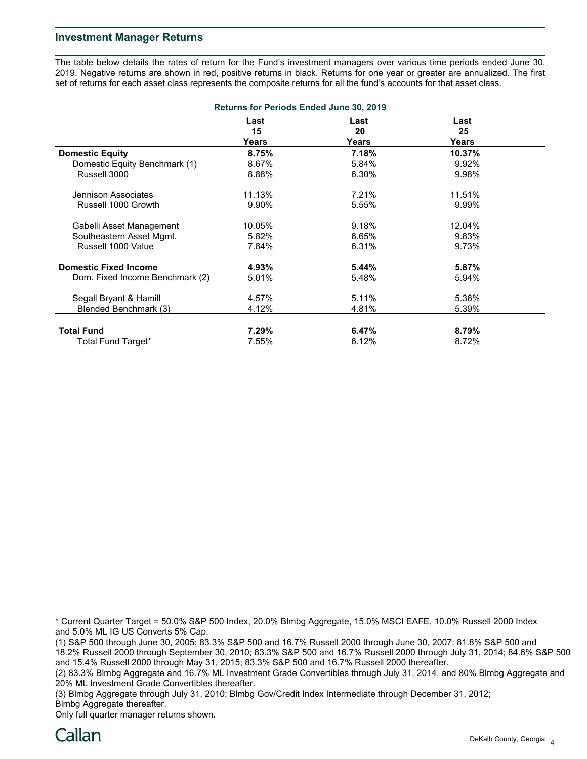## Investment Manager Returns

The table below details the rates of return for the Fund's investment managers over various time periods ended June 30, 2019. Negative returns are shown in red, positive returns in black. Returns for one year or greater are annualized. The first set of returns for each asset class represents the composite returns for all the fund's accounts for that asset class.

**Returns for Periods Ended June 30, 2019**

| | Last 15 Years | Last 20 Years | Last 25 Years |
|---|---|---|---|
| **Domestic Equity** | **8.75%** | **7.18%** | **10.37%** |
| Domestic Equity Benchmark (1) | 8.67% | 5.84% | 9.92% |
| Russell 3000 | 8.88% | 6.30% | 9.98% |
| | | | |
| Jennison Associates | 11.13% | 7.21% | 11.51% |
| Russell 1000 Growth | 9.90% | 5.55% | 9.99% |
| | | | |
| Gabelli Asset Management | 10.05% | 9.18% | 12.04% |
| Southeastern Asset Mgmt. | 5.82% | 6.65% | 9.83% |
| Russell 1000 Value | 7.84% | 6.31% | 9.73% |
| | | | |
| **Domestic Fixed Income** | **4.93%** | **5.44%** | **5.87%** |
| Dom. Fixed Income Benchmark (2) | 5.01% | 5.48% | 5.94% |
| | | | |
| Segall Bryant & Hamill | 4.57% | 5.11% | 5.36% |
| Blended Benchmark (3) | 4.12% | 4.81% | 5.39% |
| | | | |
| **Total Fund** | **7.29%** | **6.47%** | **8.79%** |
| Total Fund Target* | 7.55% | 6.12% | 8.72% |

* Current Quarter Target = 50.0% S&P 500 Index, 20.0% Blmbg Aggregate, 15.0% MSCI EAFE, 10.0% Russell 2000 Index and 5.0% ML IG US Converts 5% Cap.

(1) S&P 500 through June 30, 2005; 83.3% S&P 500 and 16.7% Russell 2000 through June 30, 2007; 81.8% S&P 500 and 18.2% Russell 2000 through September 30, 2010; 83.3% S&P 500 and 16.7% Russell 2000 through July 31, 2014; 84.6% S&P 500 and 15.4% Russell 2000 through May 31, 2015; 83.3% S&P 500 and 16.7% Russell 2000 thereafter.

(2) 83.3% Blmbg Aggregate and 16.7% ML Investment Grade Convertibles through July 31, 2014, and 80% Blmbg Aggregate and 20% ML Investment Grade Convertibles thereafter.

(3) Blmbg Aggregate through July 31, 2010; Blmbg Gov/Credit Index Intermediate through December 31, 2012; Blmbg Aggregate thereafter.

Only full quarter manager returns shown.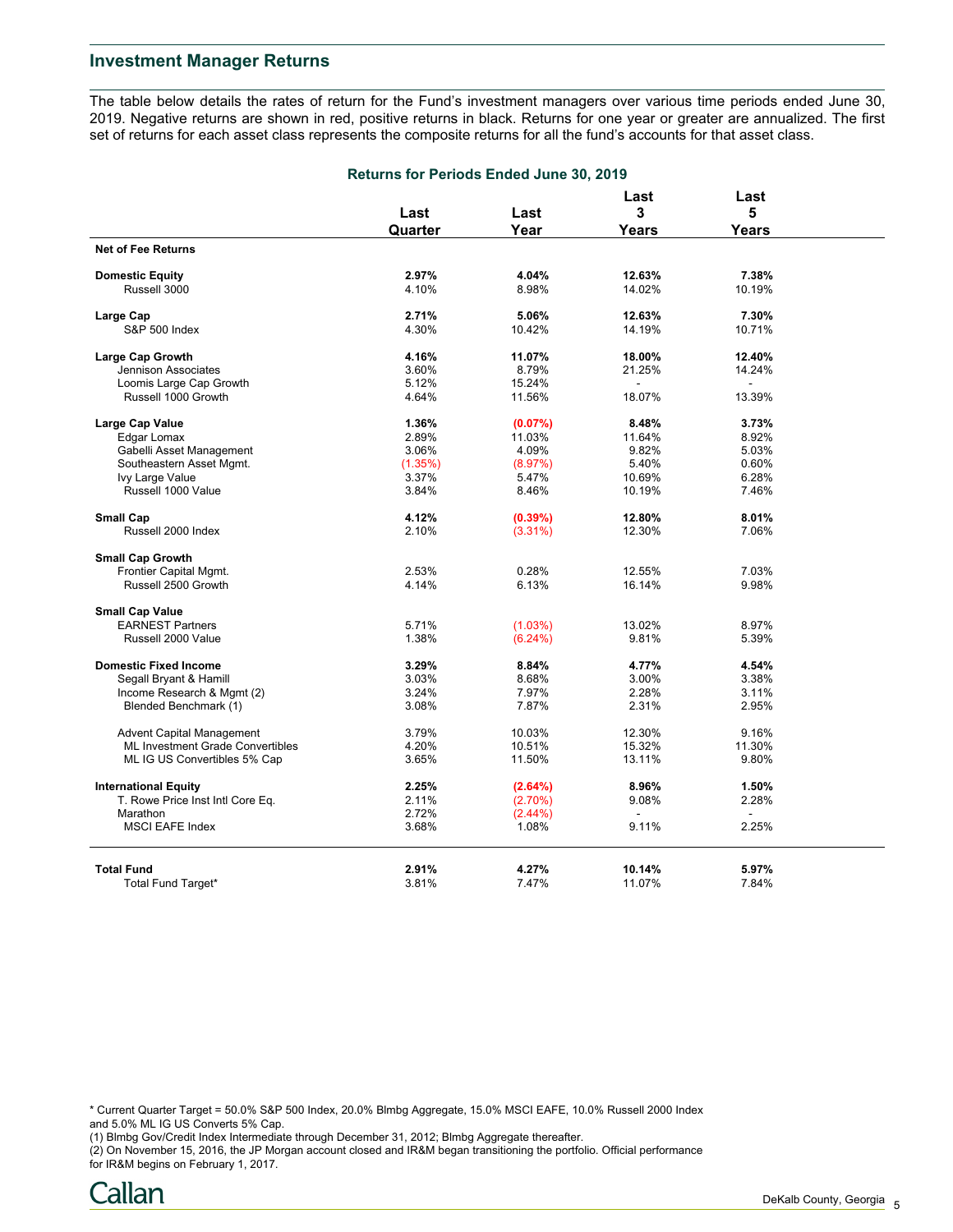## Investment Manager Returns

The table below details the rates of return for the Fund's investment managers over various time periods ended June 30, 2019. Negative returns are shown in red, positive returns in black. Returns for one year or greater are annualized. The first set of returns for each asset class represents the composite returns for all the fund's accounts for that asset class.

### Returns for Periods Ended June 30, 2019

| | Last Quarter | Last Year | Last 3 Years | Last 5 Years |
|---|---|---|---|---|
| **Net of Fee Returns** | | | | |
| **Domestic Equity** | **2.97%** | **4.04%** | **12.63%** | **7.38%** |
| Russell 3000 | 4.10% | 8.98% | 14.02% | 10.19% |
| **Large Cap** | **2.71%** | **5.06%** | **12.63%** | **7.30%** |
| S&P 500 Index | 4.30% | 10.42% | 14.19% | 10.71% |
| **Large Cap Growth** | **4.16%** | **11.07%** | **18.00%** | **12.40%** |
| Jennison Associates | 3.60% | 8.79% | 21.25% | 14.24% |
| Loomis Large Cap Growth | 5.12% | 15.24% | - | - |
| Russell 1000 Growth | 4.64% | 11.56% | 18.07% | 13.39% |
| **Large Cap Value** | **1.36%** | **(0.07%)** | **8.48%** | **3.73%** |
| Edgar Lomax | 2.89% | 11.03% | 11.64% | 8.92% |
| Gabelli Asset Management | 3.06% | 4.09% | 9.82% | 5.03% |
| Southeastern Asset Mgmt. | (1.35%) | (8.97%) | 5.40% | 0.60% |
| Ivy Large Value | 3.37% | 5.47% | 10.69% | 6.28% |
| Russell 1000 Value | 3.84% | 8.46% | 10.19% | 7.46% |
| **Small Cap** | **4.12%** | **(0.39%)** | **12.80%** | **8.01%** |
| Russell 2000 Index | 2.10% | (3.31%) | 12.30% | 7.06% |
| **Small Cap Growth** | | | | |
| Frontier Capital Mgmt. | 2.53% | 0.28% | 12.55% | 7.03% |
| Russell 2500 Growth | 4.14% | 6.13% | 16.14% | 9.98% |
| **Small Cap Value** | | | | |
| EARNEST Partners | 5.71% | (1.03%) | 13.02% | 8.97% |
| Russell 2000 Value | 1.38% | (6.24%) | 9.81% | 5.39% |
| **Domestic Fixed Income** | **3.29%** | **8.84%** | **4.77%** | **4.54%** |
| Segall Bryant & Hamill | 3.03% | 8.68% | 3.00% | 3.38% |
| Income Research & Mgmt (2) | 3.24% | 7.97% | 2.28% | 3.11% |
| Blended Benchmark (1) | 3.08% | 7.87% | 2.31% | 2.95% |
| Advent Capital Management | 3.79% | 10.03% | 12.30% | 9.16% |
| ML Investment Grade Convertibles | 4.20% | 10.51% | 15.32% | 11.30% |
| ML IG US Convertibles 5% Cap | 3.65% | 11.50% | 13.11% | 9.80% |
| **International Equity** | **2.25%** | **(2.64%)** | **8.96%** | **1.50%** |
| T. Rowe Price Inst Intl Core Eq. | 2.11% | (2.70%) | 9.08% | 2.28% |
| Marathon | 2.72% | (2.44%) | - | - |
| MSCI EAFE Index | 3.68% | 1.08% | 9.11% | 2.25% |
| **Total Fund** | **2.91%** | **4.27%** | **10.14%** | **5.97%** |
| Total Fund Target* | 3.81% | 7.47% | 11.07% | 7.84% |

* Current Quarter Target = 50.0% S&P 500 Index, 20.0% Blmbg Aggregate, 15.0% MSCI EAFE, 10.0% Russell 2000 Index and 5.0% ML IG US Converts 5% Cap.

(1) Blmbg Gov/Credit Index Intermediate through December 31, 2012; Blmbg Aggregate thereafter.

(2) On November 15, 2016, the JP Morgan account closed and IR&M began transitioning the portfolio. Official performance for IR&M begins on February 1, 2017.